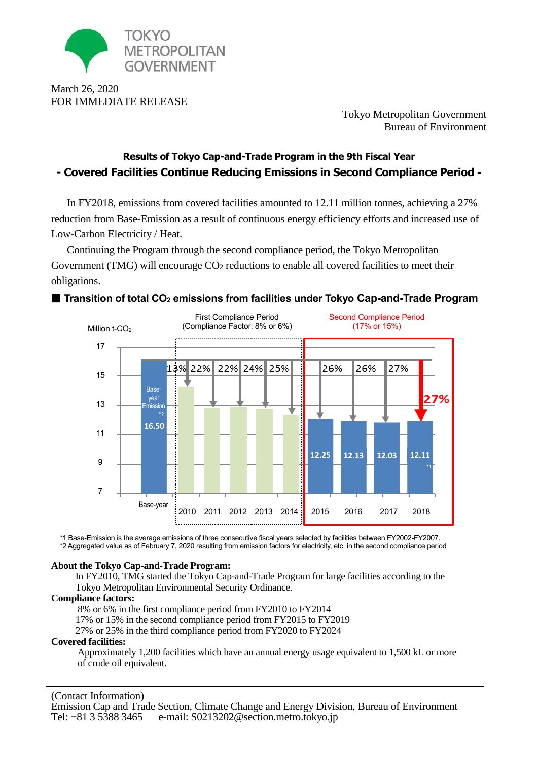TOKYO METROPOLITAN GOVERNMENT

March 26, 2020
FOR IMMEDIATE RELEASE

Tokyo Metropolitan Government
Bureau of Environment

## Results of Tokyo Cap-and-Trade Program in the 9th Fiscal Year
## - Covered Facilities Continue Reducing Emissions in Second Compliance Period -

In FY2018, emissions from covered facilities amounted to 12.11 million tonnes, achieving a 27% reduction from Base-Emission as a result of continuous energy efficiency efforts and increased use of Low-Carbon Electricity / Heat.

Continuing the Program through the second compliance period, the Tokyo Metropolitan Government (TMG) will encourage $CO_2$ reductions to enable all covered facilities to meet their obligations.

### ■ Transition of total $CO_2$ emissions from facilities under Tokyo Cap-and-Trade Program

Million t-$CO_2$

| Year | Period | Emissions (Million t-$CO_2$) | Reduction from Base-Emission |
|---|---|---|---|
| Base-year | Base-year Emission*2 | 16.50 | |
| 2010 | First Compliance Period (Compliance Factor: 8% or 6%) | | 13% |
| 2011 | First Compliance Period | | 22% |
| 2012 | First Compliance Period | | 22% |
| 2013 | First Compliance Period | | 24% |
| 2014 | First Compliance Period | | 25% |
| 2015 | Second Compliance Period (17% or 15%) | 12.25 | 26% |
| 2016 | Second Compliance Period | 12.13 | 26% |
| 2017 | Second Compliance Period | 12.03 | 27% |
| 2018 | Second Compliance Period | 12.11*1 | 27% |

*1 Base-Emission is the average emissions of three consecutive fiscal years selected by facilities between FY2002-FY2007.
*2 Aggregated value as of February 7, 2020 resulting from emission factors for electricity, etc. in the second compliance period

**About the Tokyo Cap-and-Trade Program:**

In FY2010, TMG started the Tokyo Cap-and-Trade Program for large facilities according to the Tokyo Metropolitan Environmental Security Ordinance.

**Compliance factors:**

8% or 6% in the first compliance period from FY2010 to FY2014
17% or 15% in the second compliance period from FY2015 to FY2019
27% or 25% in the third compliance period from FY2020 to FY2024

**Covered facilities:**

Approximately 1,200 facilities which have an annual energy usage equivalent to 1,500 kL or more of crude oil equivalent.

---

(Contact Information)
Emission Cap and Trade Section, Climate Change and Energy Division, Bureau of Environment
Tel: +81 3 5388 3465 e-mail: S0213202@section.metro.tokyo.jp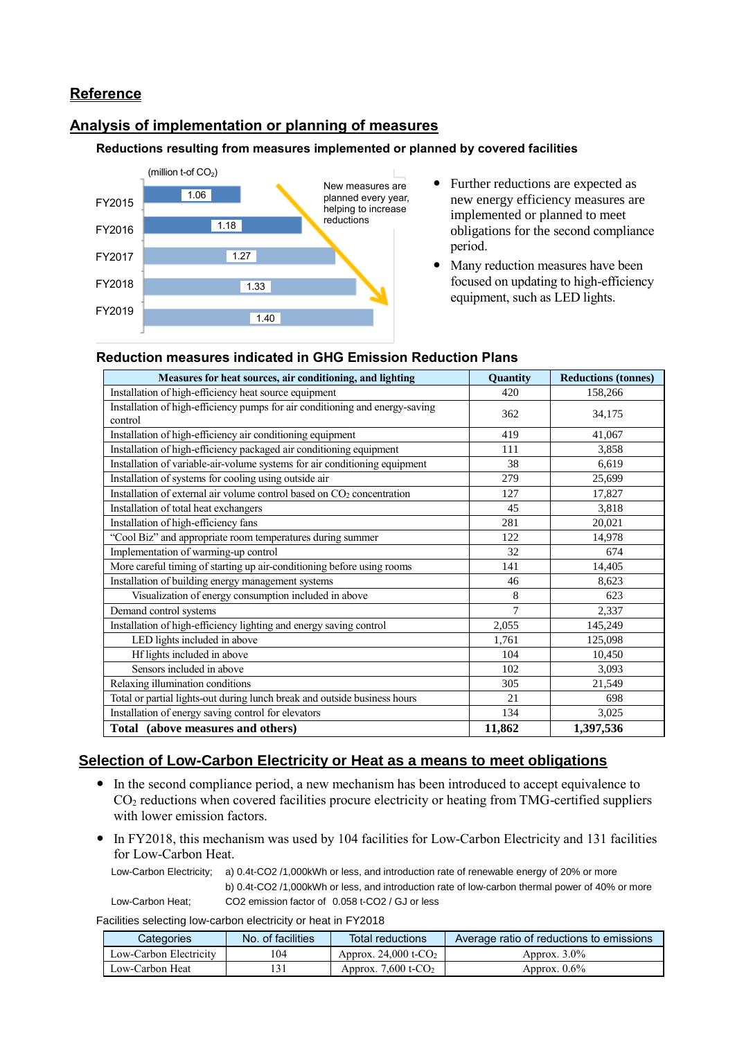## Reference

## Analysis of implementation or planning of measures

### Reductions resulting from measures implemented or planned by covered facilities

(million t-of $CO_2$)

| Year | Reductions |
|---|---|
| FY2015 | 1.06 |
| FY2016 | 1.18 |
| FY2017 | 1.27 |
| FY2018 | 1.33 |
| FY2019 | 1.40 |

New measures are planned every year, helping to increase reductions

- Further reductions are expected as new energy efficiency measures are implemented or planned to meet obligations for the second compliance period.
- Many reduction measures have been focused on updating to high-efficiency equipment, such as LED lights.

### Reduction measures indicated in GHG Emission Reduction Plans

| Measures for heat sources, air conditioning, and lighting | Quantity | Reductions (tonnes) |
|---|---|---|
| Installation of high-efficiency heat source equipment | 420 | 158,266 |
| Installation of high-efficiency pumps for air conditioning and energy-saving control | 362 | 34,175 |
| Installation of high-efficiency air conditioning equipment | 419 | 41,067 |
| Installation of high-efficiency packaged air conditioning equipment | 111 | 3,858 |
| Installation of variable-air-volume systems for air conditioning equipment | 38 | 6,619 |
| Installation of systems for cooling using outside air | 279 | 25,699 |
| Installation of external air volume control based on $CO_2$ concentration | 127 | 17,827 |
| Installation of total heat exchangers | 45 | 3,818 |
| Installation of high-efficiency fans | 281 | 20,021 |
| "Cool Biz" and appropriate room temperatures during summer | 122 | 14,978 |
| Implementation of warming-up control | 32 | 674 |
| More careful timing of starting up air-conditioning before using rooms | 141 | 14,405 |
| Installation of building energy management systems | 46 | 8,623 |
| Visualization of energy consumption included in above | 8 | 623 |
| Demand control systems | 7 | 2,337 |
| Installation of high-efficiency lighting and energy saving control | 2,055 | 145,249 |
| LED lights included in above | 1,761 | 125,098 |
| Hf lights included in above | 104 | 10,450 |
| Sensors included in above | 102 | 3,093 |
| Relaxing illumination conditions | 305 | 21,549 |
| Total or partial lights-out during lunch break and outside business hours | 21 | 698 |
| Installation of energy saving control for elevators | 134 | 3,025 |
| **Total (above measures and others)** | **11,862** | **1,397,536** |

## Selection of Low-Carbon Electricity or Heat as a means to meet obligations

- In the second compliance period, a new mechanism has been introduced to accept equivalence to $CO_2$ reductions when covered facilities procure electricity or heating from TMG-certified suppliers with lower emission factors.
- In FY2018, this mechanism was used by 104 facilities for Low-Carbon Electricity and 131 facilities for Low-Carbon Heat.

Low-Carbon Electricity; a) 0.4t-CO2 /1,000kWh or less, and introduction rate of renewable energy of 20% or more
b) 0.4t-CO2 /1,000kWh or less, and introduction rate of low-carbon thermal power of 40% or more

Low-Carbon Heat; CO2 emission factor of 0.058 t-CO2 / GJ or less

Facilities selecting low-carbon electricity or heat in FY2018

| Categories | No. of facilities | Total reductions | Average ratio of reductions to emissions |
|---|---|---|---|
| Low-Carbon Electricity | 104 | Approx. 24,000 t-$CO_2$ | Approx. 3.0% |
| Low-Carbon Heat | 131 | Approx. 7,600 t-$CO_2$ | Approx. 0.6% |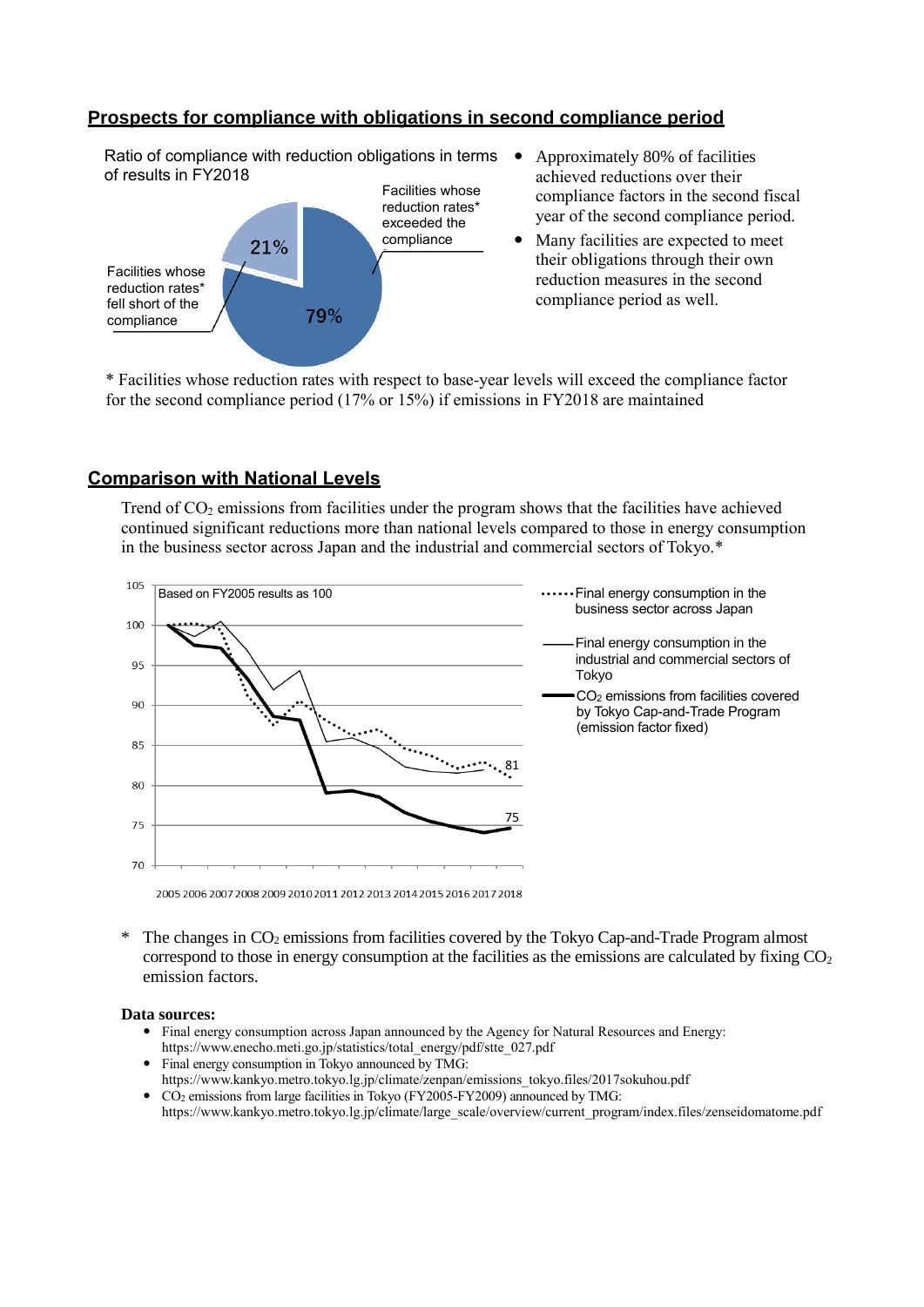## Prospects for compliance with obligations in second compliance period

Ratio of compliance with reduction obligations in terms of results in FY2018

Facilities whose reduction rates* exceeded the compliance

Facilities whose reduction rates* fell short of the compliance

21%

79%

- Approximately 80% of facilities achieved reductions over their compliance factors in the second fiscal year of the second compliance period.
- Many facilities are expected to meet their obligations through their own reduction measures in the second compliance period as well.

\* Facilities whose reduction rates with respect to base-year levels will exceed the compliance factor for the second compliance period (17% or 15%) if emissions in FY2018 are maintained

## Comparison with National Levels

Trend of $CO_2$ emissions from facilities under the program shows that the facilities have achieved continued significant reductions more than national levels compared to those in energy consumption in the business sector across Japan and the industrial and commercial sectors of Tokyo.*

Based on FY2005 results as 100

105
100
95
90
85
80
75
70

2005 2006 2007 2008 2009 2010 2011 2012 2013 2014 2015 2016 2017 2018

81

75

Final energy consumption in the business sector across Japan

Final energy consumption in the industrial and commercial sectors of Tokyo

$CO_2$ emissions from facilities covered by Tokyo Cap-and-Trade Program (emission factor fixed)

\* The changes in $CO_2$ emissions from facilities covered by the Tokyo Cap-and-Trade Program almost correspond to those in energy consumption at the facilities as the emissions are calculated by fixing $CO_2$ emission factors.

**Data sources:**

- Final energy consumption across Japan announced by the Agency for Natural Resources and Energy: https://www.enecho.meti.go.jp/statistics/total_energy/pdf/stte_027.pdf
- Final energy consumption in Tokyo announced by TMG: https://www.kankyo.metro.tokyo.lg.jp/climate/zenpan/emissions_tokyo.files/2017sokuhou.pdf
- $CO_2$ emissions from large facilities in Tokyo (FY2005-FY2009) announced by TMG: https://www.kankyo.metro.tokyo.lg.jp/climate/large_scale/overview/current_program/index.files/zenseidomatome.pdf